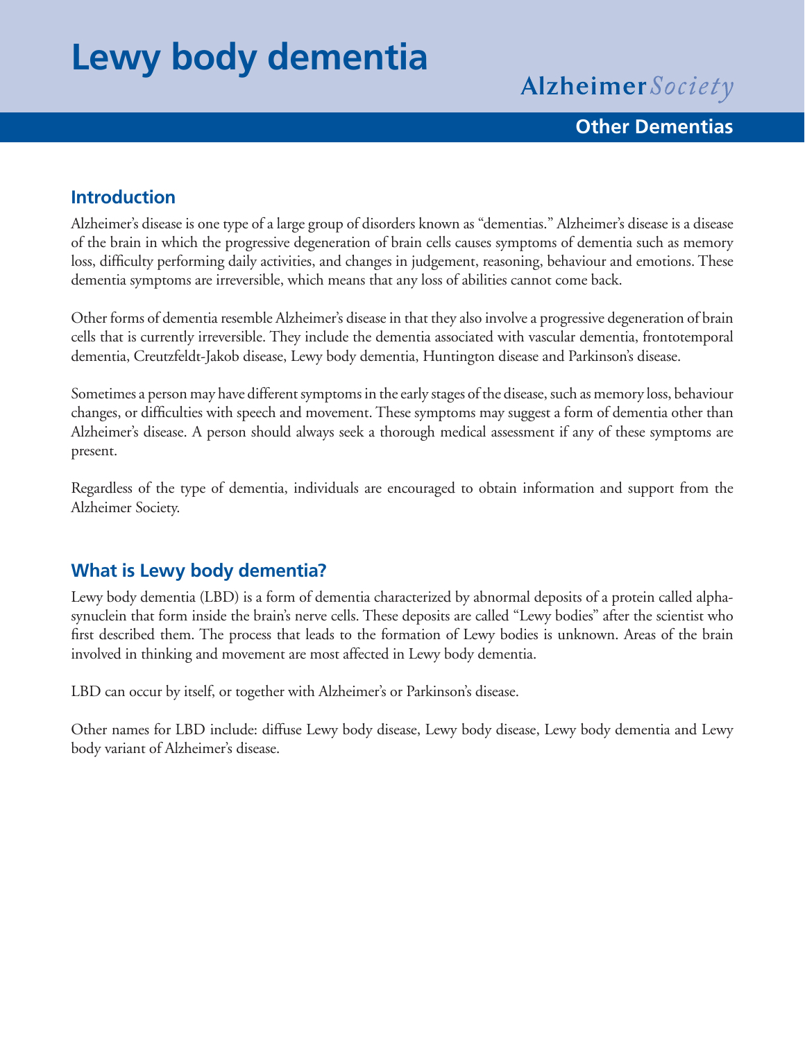# Lewy body dementia

Alzheimer *Society*

**Other Dementias**

## Introduction

Alzheimer's disease is one type of a large group of disorders known as "dementias." Alzheimer's disease is a disease of the brain in which the progressive degeneration of brain cells causes symptoms of dementia such as memory loss, difficulty performing daily activities, and changes in judgement, reasoning, behaviour and emotions. These dementia symptoms are irreversible, which means that any loss of abilities cannot come back.

Other forms of dementia resemble Alzheimer's disease in that they also involve a progressive degeneration of brain cells that is currently irreversible. They include the dementia associated with vascular dementia, frontotemporal dementia, Creutzfeldt-Jakob disease, Lewy body dementia, Huntington disease and Parkinson's disease.

Sometimes a person may have different symptoms in the early stages of the disease, such as memory loss, behaviour changes, or difficulties with speech and movement. These symptoms may suggest a form of dementia other than Alzheimer's disease. A person should always seek a thorough medical assessment if any of these symptoms are present.

Regardless of the type of dementia, individuals are encouraged to obtain information and support from the Alzheimer Society.

## What is Lewy body dementia?

Lewy body dementia (LBD) is a form of dementia characterized by abnormal deposits of a protein called alpha-synuclein that form inside the brain's nerve cells. These deposits are called "Lewy bodies" after the scientist who first described them. The process that leads to the formation of Lewy bodies is unknown. Areas of the brain involved in thinking and movement are most affected in Lewy body dementia.

LBD can occur by itself, or together with Alzheimer's or Parkinson's disease.

Other names for LBD include: diffuse Lewy body disease, Lewy body disease, Lewy body dementia and Lewy body variant of Alzheimer's disease.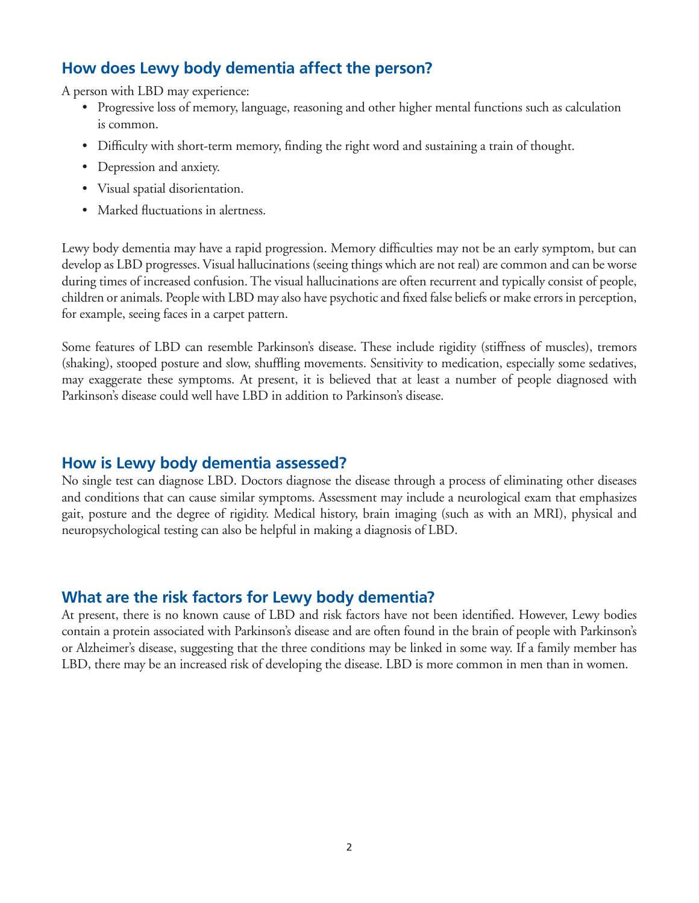## How does Lewy body dementia affect the person?

A person with LBD may experience:

- Progressive loss of memory, language, reasoning and other higher mental functions such as calculation is common.
- Difficulty with short-term memory, finding the right word and sustaining a train of thought.
- Depression and anxiety.
- Visual spatial disorientation.
- Marked fluctuations in alertness.

Lewy body dementia may have a rapid progression. Memory difficulties may not be an early symptom, but can develop as LBD progresses. Visual hallucinations (seeing things which are not real) are common and can be worse during times of increased confusion. The visual hallucinations are often recurrent and typically consist of people, children or animals. People with LBD may also have psychotic and fixed false beliefs or make errors in perception, for example, seeing faces in a carpet pattern.

Some features of LBD can resemble Parkinson's disease. These include rigidity (stiffness of muscles), tremors (shaking), stooped posture and slow, shuffling movements. Sensitivity to medication, especially some sedatives, may exaggerate these symptoms. At present, it is believed that at least a number of people diagnosed with Parkinson's disease could well have LBD in addition to Parkinson's disease.

## How is Lewy body dementia assessed?

No single test can diagnose LBD. Doctors diagnose the disease through a process of eliminating other diseases and conditions that can cause similar symptoms. Assessment may include a neurological exam that emphasizes gait, posture and the degree of rigidity. Medical history, brain imaging (such as with an MRI), physical and neuropsychological testing can also be helpful in making a diagnosis of LBD.

## What are the risk factors for Lewy body dementia?

At present, there is no known cause of LBD and risk factors have not been identified. However, Lewy bodies contain a protein associated with Parkinson's disease and are often found in the brain of people with Parkinson's or Alzheimer's disease, suggesting that the three conditions may be linked in some way. If a family member has LBD, there may be an increased risk of developing the disease. LBD is more common in men than in women.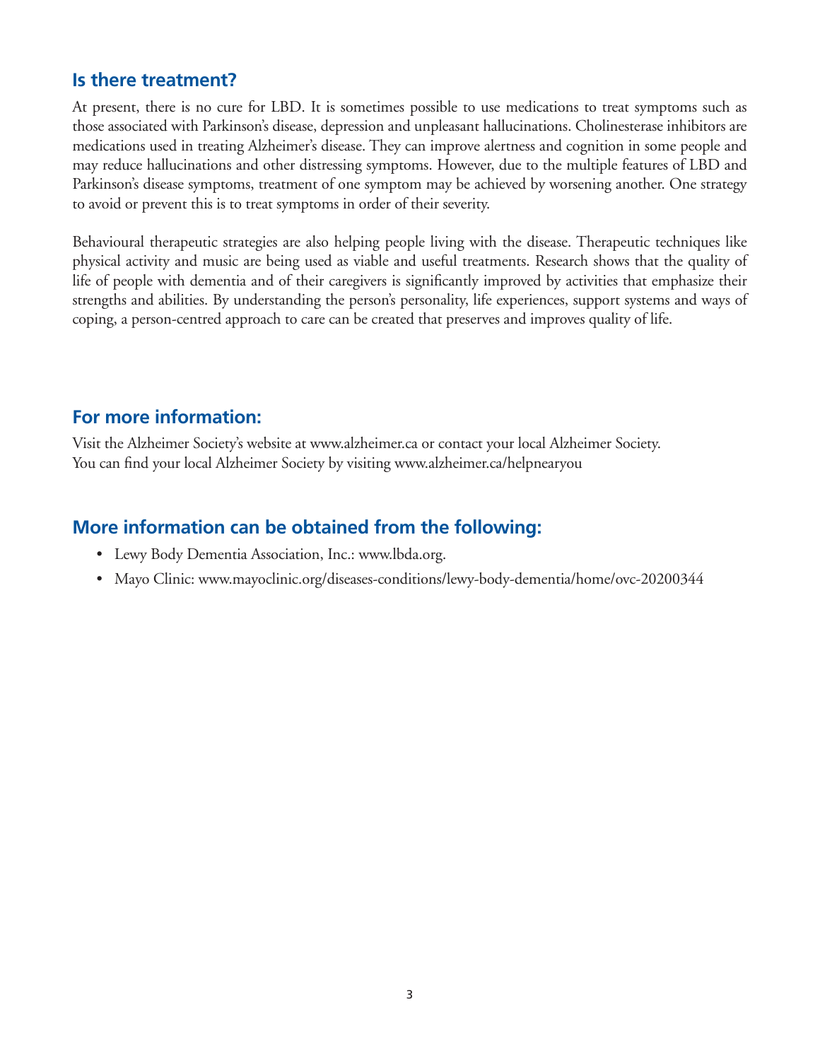## Is there treatment?

At present, there is no cure for LBD. It is sometimes possible to use medications to treat symptoms such as those associated with Parkinson's disease, depression and unpleasant hallucinations. Cholinesterase inhibitors are medications used in treating Alzheimer's disease. They can improve alertness and cognition in some people and may reduce hallucinations and other distressing symptoms. However, due to the multiple features of LBD and Parkinson's disease symptoms, treatment of one symptom may be achieved by worsening another. One strategy to avoid or prevent this is to treat symptoms in order of their severity.

Behavioural therapeutic strategies are also helping people living with the disease. Therapeutic techniques like physical activity and music are being used as viable and useful treatments. Research shows that the quality of life of people with dementia and of their caregivers is significantly improved by activities that emphasize their strengths and abilities. By understanding the person's personality, life experiences, support systems and ways of coping, a person-centred approach to care can be created that preserves and improves quality of life.

## For more information:

Visit the Alzheimer Society's website at www.alzheimer.ca or contact your local Alzheimer Society.
You can find your local Alzheimer Society by visiting www.alzheimer.ca/helpnearyou

## More information can be obtained from the following:

- Lewy Body Dementia Association, Inc.: www.lbda.org.
- Mayo Clinic: www.mayoclinic.org/diseases-conditions/lewy-body-dementia/home/ovc-20200344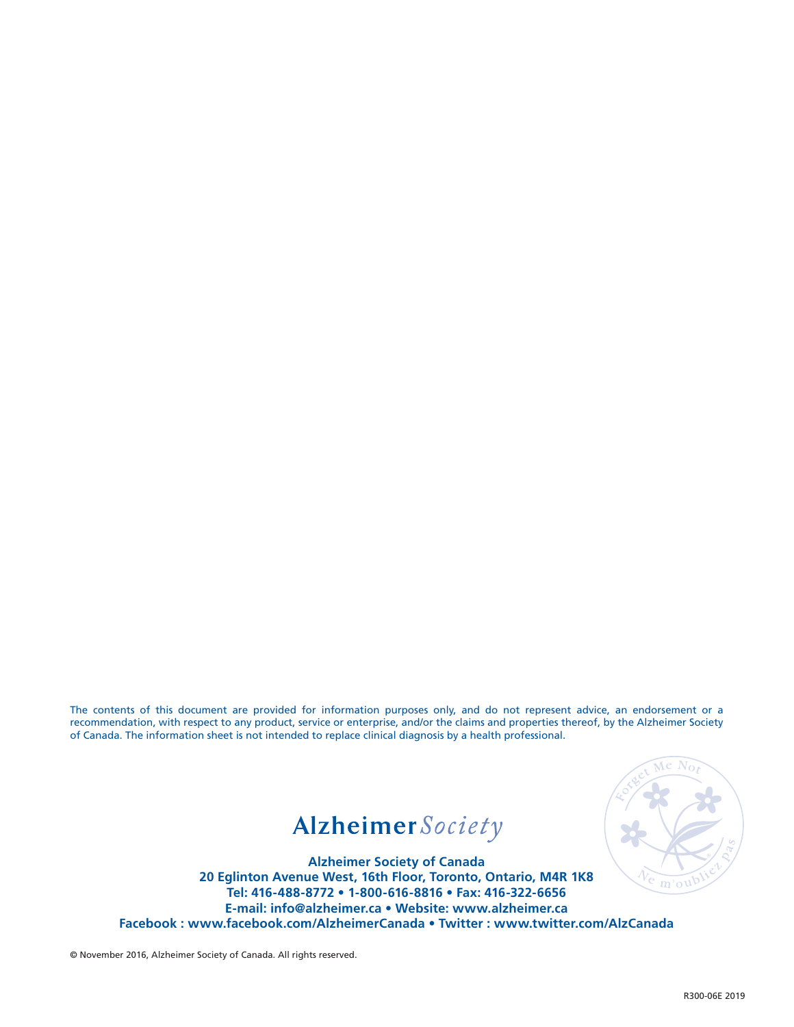The contents of this document are provided for information purposes only, and do not represent advice, an endorsement or a recommendation, with respect to any product, service or enterprise, and/or the claims and properties thereof, by the Alzheimer Society of Canada. The information sheet is not intended to replace clinical diagnosis by a health professional.

Alzheimer *Society*

**Alzheimer Society of Canada**
**20 Eglinton Avenue West, 16th Floor, Toronto, Ontario, M4R 1K8**
**Tel: 416-488-8772 • 1-800-616-8816 • Fax: 416-322-6656**
**E-mail: info@alzheimer.ca • Website: www.alzheimer.ca**
**Facebook : www.facebook.com/AlzheimerCanada • Twitter : www.twitter.com/AlzCanada**

Forget Me Not
Ne m'oubliez pas

© November 2016, Alzheimer Society of Canada. All rights reserved.

R300-06E 2019